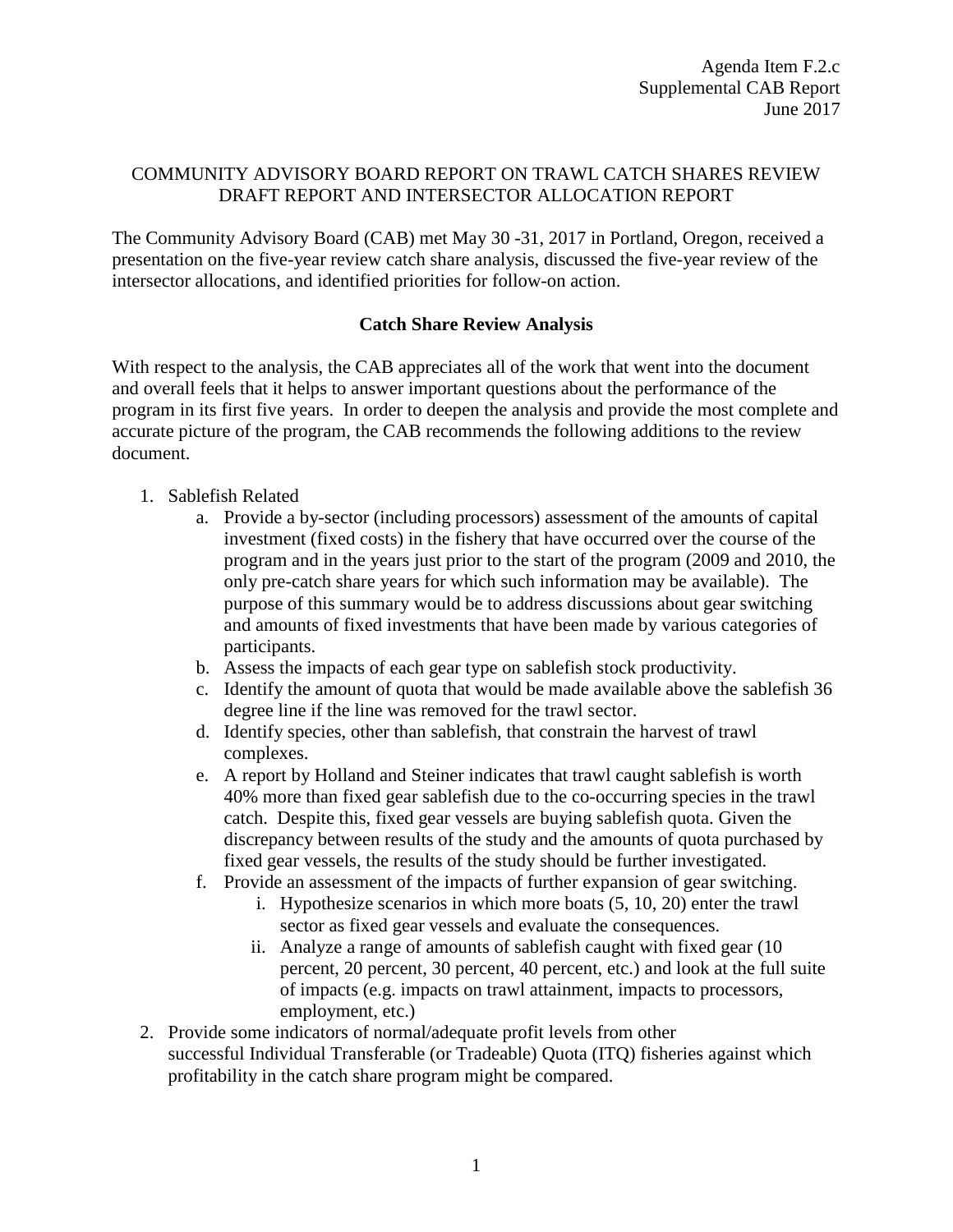Agenda Item F.2.c
Supplemental CAB Report
June 2017

# COMMUNITY ADVISORY BOARD REPORT ON TRAWL CATCH SHARES REVIEW DRAFT REPORT AND INTERSECTOR ALLOCATION REPORT

The Community Advisory Board (CAB) met May 30 -31, 2017 in Portland, Oregon, received a presentation on the five-year review catch share analysis, discussed the five-year review of the intersector allocations, and identified priorities for follow-on action.

## Catch Share Review Analysis

With respect to the analysis, the CAB appreciates all of the work that went into the document and overall feels that it helps to answer important questions about the performance of the program in its first five years. In order to deepen the analysis and provide the most complete and accurate picture of the program, the CAB recommends the following additions to the review document.

1. Sablefish Related
   a. Provide a by-sector (including processors) assessment of the amounts of capital investment (fixed costs) in the fishery that have occurred over the course of the program and in the years just prior to the start of the program (2009 and 2010, the only pre-catch share years for which such information may be available). The purpose of this summary would be to address discussions about gear switching and amounts of fixed investments that have been made by various categories of participants.
   b. Assess the impacts of each gear type on sablefish stock productivity.
   c. Identify the amount of quota that would be made available above the sablefish 36 degree line if the line was removed for the trawl sector.
   d. Identify species, other than sablefish, that constrain the harvest of trawl complexes.
   e. A report by Holland and Steiner indicates that trawl caught sablefish is worth 40% more than fixed gear sablefish due to the co-occurring species in the trawl catch. Despite this, fixed gear vessels are buying sablefish quota. Given the discrepancy between results of the study and the amounts of quota purchased by fixed gear vessels, the results of the study should be further investigated.
   f. Provide an assessment of the impacts of further expansion of gear switching.
      i. Hypothesize scenarios in which more boats (5, 10, 20) enter the trawl sector as fixed gear vessels and evaluate the consequences.
      ii. Analyze a range of amounts of sablefish caught with fixed gear (10 percent, 20 percent, 30 percent, 40 percent, etc.) and look at the full suite of impacts (e.g. impacts on trawl attainment, impacts to processors, employment, etc.)
2. Provide some indicators of normal/adequate profit levels from other successful Individual Transferable (or Tradeable) Quota (ITQ) fisheries against which profitability in the catch share program might be compared.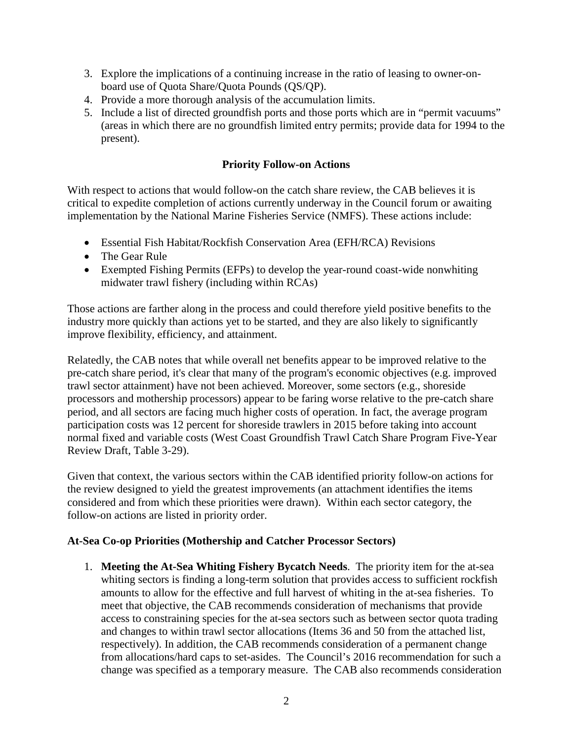3. Explore the implications of a continuing increase in the ratio of leasing to owner-on-board use of Quota Share/Quota Pounds (QS/QP).
4. Provide a more thorough analysis of the accumulation limits.
5. Include a list of directed groundfish ports and those ports which are in "permit vacuums" (areas in which there are no groundfish limited entry permits; provide data for 1994 to the present).

**Priority Follow-on Actions**

With respect to actions that would follow-on the catch share review, the CAB believes it is critical to expedite completion of actions currently underway in the Council forum or awaiting implementation by the National Marine Fisheries Service (NMFS). These actions include:

- Essential Fish Habitat/Rockfish Conservation Area (EFH/RCA) Revisions
- The Gear Rule
- Exempted Fishing Permits (EFPs) to develop the year-round coast-wide nonwhiting midwater trawl fishery (including within RCAs)

Those actions are farther along in the process and could therefore yield positive benefits to the industry more quickly than actions yet to be started, and they are also likely to significantly improve flexibility, efficiency, and attainment.

Relatedly, the CAB notes that while overall net benefits appear to be improved relative to the pre-catch share period, it's clear that many of the program's economic objectives (e.g. improved trawl sector attainment) have not been achieved. Moreover, some sectors (e.g., shoreside processors and mothership processors) appear to be faring worse relative to the pre-catch share period, and all sectors are facing much higher costs of operation. In fact, the average program participation costs was 12 percent for shoreside trawlers in 2015 before taking into account normal fixed and variable costs (West Coast Groundfish Trawl Catch Share Program Five-Year Review Draft, Table 3-29).

Given that context, the various sectors within the CAB identified priority follow-on actions for the review designed to yield the greatest improvements (an attachment identifies the items considered and from which these priorities were drawn). Within each sector category, the follow-on actions are listed in priority order.

**At-Sea Co-op Priorities (Mothership and Catcher Processor Sectors)**

1. **Meeting the At-Sea Whiting Fishery Bycatch Needs**. The priority item for the at-sea whiting sectors is finding a long-term solution that provides access to sufficient rockfish amounts to allow for the effective and full harvest of whiting in the at-sea fisheries. To meet that objective, the CAB recommends consideration of mechanisms that provide access to constraining species for the at-sea sectors such as between sector quota trading and changes to within trawl sector allocations (Items 36 and 50 from the attached list, respectively). In addition, the CAB recommends consideration of a permanent change from allocations/hard caps to set-asides. The Council's 2016 recommendation for such a change was specified as a temporary measure. The CAB also recommends consideration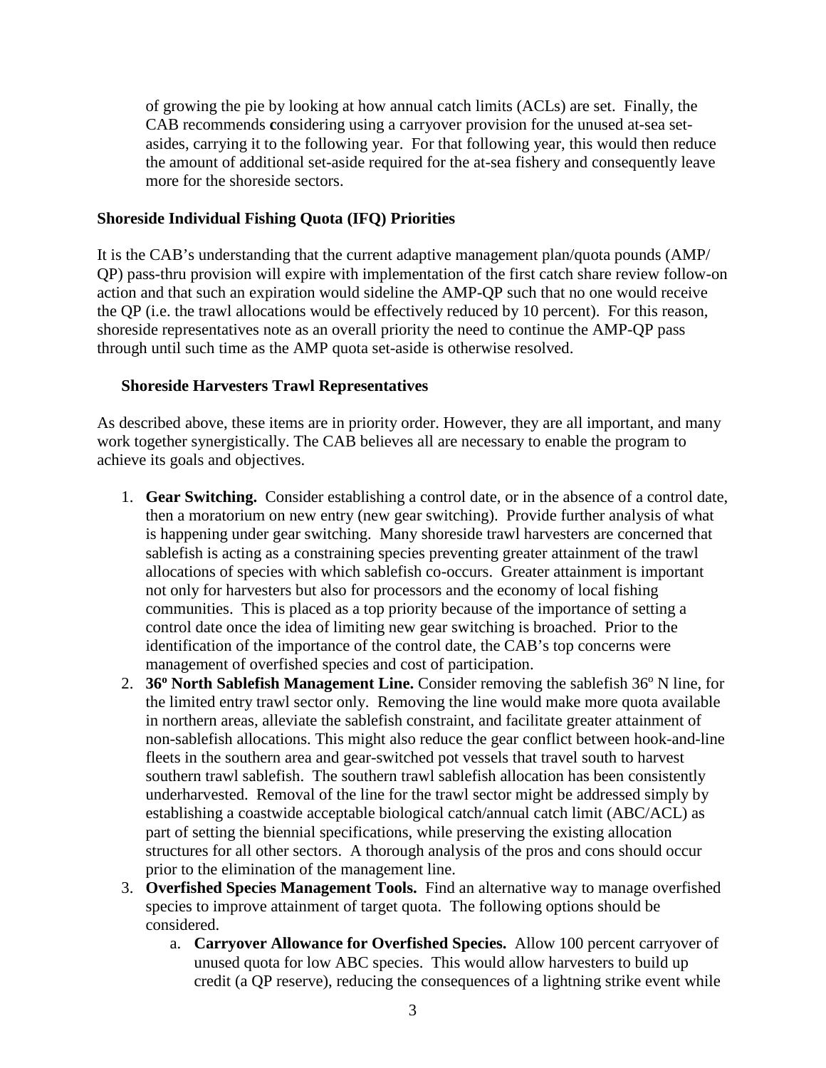of growing the pie by looking at how annual catch limits (ACLs) are set. Finally, the CAB recommends considering using a carryover provision for the unused at-sea set-asides, carrying it to the following year. For that following year, this would then reduce the amount of additional set-aside required for the at-sea fishery and consequently leave more for the shoreside sectors.

### Shoreside Individual Fishing Quota (IFQ) Priorities

It is the CAB's understanding that the current adaptive management plan/quota pounds (AMP/ QP) pass-thru provision will expire with implementation of the first catch share review follow-on action and that such an expiration would sideline the AMP-QP such that no one would receive the QP (i.e. the trawl allocations would be effectively reduced by 10 percent). For this reason, shoreside representatives note as an overall priority the need to continue the AMP-QP pass through until such time as the AMP quota set-aside is otherwise resolved.

#### Shoreside Harvesters Trawl Representatives

As described above, these items are in priority order. However, they are all important, and many work together synergistically. The CAB believes all are necessary to enable the program to achieve its goals and objectives.

1. **Gear Switching.** Consider establishing a control date, or in the absence of a control date, then a moratorium on new entry (new gear switching). Provide further analysis of what is happening under gear switching. Many shoreside trawl harvesters are concerned that sablefish is acting as a constraining species preventing greater attainment of the trawl allocations of species with which sablefish co-occurs. Greater attainment is important not only for harvesters but also for processors and the economy of local fishing communities. This is placed as a top priority because of the importance of setting a control date once the idea of limiting new gear switching is broached. Prior to the identification of the importance of the control date, the CAB's top concerns were management of overfished species and cost of participation.
2. **36º North Sablefish Management Line.** Consider removing the sablefish 36º N line, for the limited entry trawl sector only. Removing the line would make more quota available in northern areas, alleviate the sablefish constraint, and facilitate greater attainment of non-sablefish allocations. This might also reduce the gear conflict between hook-and-line fleets in the southern area and gear-switched pot vessels that travel south to harvest southern trawl sablefish. The southern trawl sablefish allocation has been consistently underharvested. Removal of the line for the trawl sector might be addressed simply by establishing a coastwide acceptable biological catch/annual catch limit (ABC/ACL) as part of setting the biennial specifications, while preserving the existing allocation structures for all other sectors. A thorough analysis of the pros and cons should occur prior to the elimination of the management line.
3. **Overfished Species Management Tools.** Find an alternative way to manage overfished species to improve attainment of target quota. The following options should be considered.
    a. **Carryover Allowance for Overfished Species.** Allow 100 percent carryover of unused quota for low ABC species. This would allow harvesters to build up credit (a QP reserve), reducing the consequences of a lightning strike event while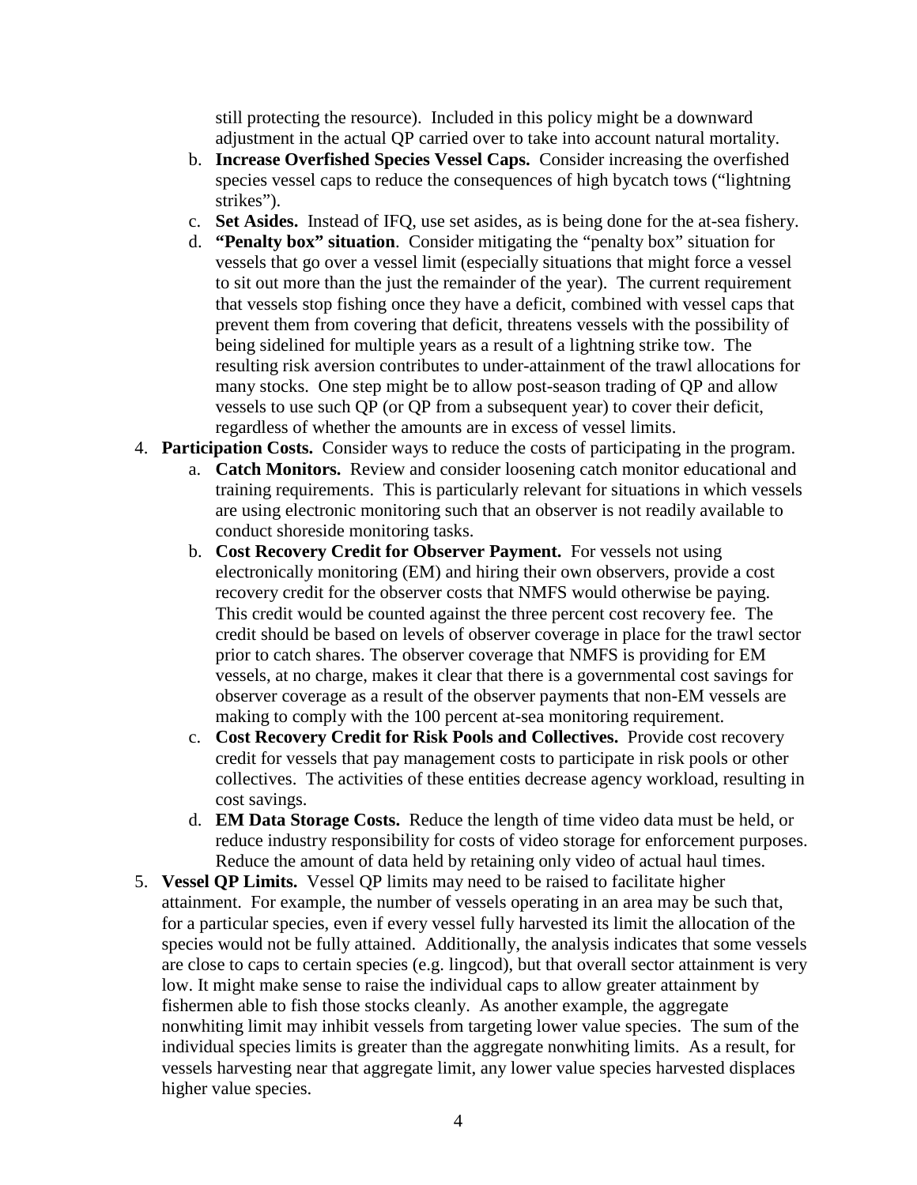still protecting the resource). Included in this policy might be a downward adjustment in the actual QP carried over to take into account natural mortality.

   b. **Increase Overfished Species Vessel Caps.** Consider increasing the overfished species vessel caps to reduce the consequences of high bycatch tows ("lightning strikes").
   c. **Set Asides.** Instead of IFQ, use set asides, as is being done for the at-sea fishery.
   d. **"Penalty box" situation**. Consider mitigating the "penalty box" situation for vessels that go over a vessel limit (especially situations that might force a vessel to sit out more than the just the remainder of the year). The current requirement that vessels stop fishing once they have a deficit, combined with vessel caps that prevent them from covering that deficit, threatens vessels with the possibility of being sidelined for multiple years as a result of a lightning strike tow. The resulting risk aversion contributes to under-attainment of the trawl allocations for many stocks. One step might be to allow post-season trading of QP and allow vessels to use such QP (or QP from a subsequent year) to cover their deficit, regardless of whether the amounts are in excess of vessel limits.

4. **Participation Costs.** Consider ways to reduce the costs of participating in the program.
   a. **Catch Monitors.** Review and consider loosening catch monitor educational and training requirements. This is particularly relevant for situations in which vessels are using electronic monitoring such that an observer is not readily available to conduct shoreside monitoring tasks.
   b. **Cost Recovery Credit for Observer Payment.** For vessels not using electronically monitoring (EM) and hiring their own observers, provide a cost recovery credit for the observer costs that NMFS would otherwise be paying. This credit would be counted against the three percent cost recovery fee. The credit should be based on levels of observer coverage in place for the trawl sector prior to catch shares. The observer coverage that NMFS is providing for EM vessels, at no charge, makes it clear that there is a governmental cost savings for observer coverage as a result of the observer payments that non-EM vessels are making to comply with the 100 percent at-sea monitoring requirement.
   c. **Cost Recovery Credit for Risk Pools and Collectives.** Provide cost recovery credit for vessels that pay management costs to participate in risk pools or other collectives. The activities of these entities decrease agency workload, resulting in cost savings.
   d. **EM Data Storage Costs.** Reduce the length of time video data must be held, or reduce industry responsibility for costs of video storage for enforcement purposes. Reduce the amount of data held by retaining only video of actual haul times.

5. **Vessel QP Limits.** Vessel QP limits may need to be raised to facilitate higher attainment. For example, the number of vessels operating in an area may be such that, for a particular species, even if every vessel fully harvested its limit the allocation of the species would not be fully attained. Additionally, the analysis indicates that some vessels are close to caps to certain species (e.g. lingcod), but that overall sector attainment is very low. It might make sense to raise the individual caps to allow greater attainment by fishermen able to fish those stocks cleanly. As another example, the aggregate nonwhiting limit may inhibit vessels from targeting lower value species. The sum of the individual species limits is greater than the aggregate nonwhiting limits. As a result, for vessels harvesting near that aggregate limit, any lower value species harvested displaces higher value species.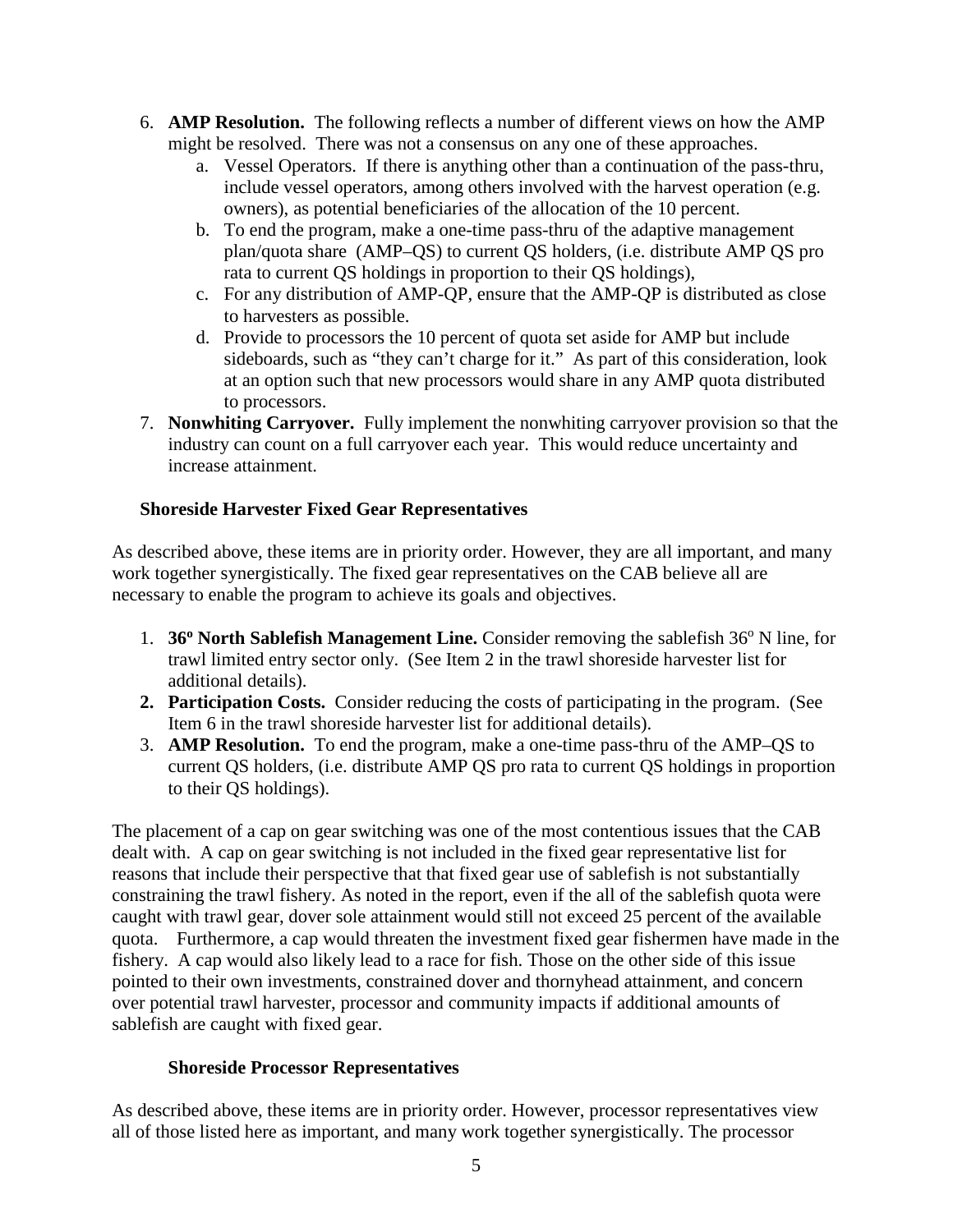6. **AMP Resolution.** The following reflects a number of different views on how the AMP might be resolved. There was not a consensus on any one of these approaches.
   a. Vessel Operators. If there is anything other than a continuation of the pass-thru, include vessel operators, among others involved with the harvest operation (e.g. owners), as potential beneficiaries of the allocation of the 10 percent.
   b. To end the program, make a one-time pass-thru of the adaptive management plan/quota share (AMP–QS) to current QS holders, (i.e. distribute AMP QS pro rata to current QS holdings in proportion to their QS holdings),
   c. For any distribution of AMP-QP, ensure that the AMP-QP is distributed as close to harvesters as possible.
   d. Provide to processors the 10 percent of quota set aside for AMP but include sideboards, such as "they can't charge for it." As part of this consideration, look at an option such that new processors would share in any AMP quota distributed to processors.
7. **Nonwhiting Carryover.** Fully implement the nonwhiting carryover provision so that the industry can count on a full carryover each year. This would reduce uncertainty and increase attainment.

**Shoreside Harvester Fixed Gear Representatives**

As described above, these items are in priority order. However, they are all important, and many work together synergistically. The fixed gear representatives on the CAB believe all are necessary to enable the program to achieve its goals and objectives.

1. **36º North Sablefish Management Line.** Consider removing the sablefish 36º N line, for trawl limited entry sector only. (See Item 2 in the trawl shoreside harvester list for additional details).
2. **Participation Costs.** Consider reducing the costs of participating in the program. (See Item 6 in the trawl shoreside harvester list for additional details).
3. **AMP Resolution.** To end the program, make a one-time pass-thru of the AMP–QS to current QS holders, (i.e. distribute AMP QS pro rata to current QS holdings in proportion to their QS holdings).

The placement of a cap on gear switching was one of the most contentious issues that the CAB dealt with. A cap on gear switching is not included in the fixed gear representative list for reasons that include their perspective that that fixed gear use of sablefish is not substantially constraining the trawl fishery. As noted in the report, even if the all of the sablefish quota were caught with trawl gear, dover sole attainment would still not exceed 25 percent of the available quota. Furthermore, a cap would threaten the investment fixed gear fishermen have made in the fishery. A cap would also likely lead to a race for fish. Those on the other side of this issue pointed to their own investments, constrained dover and thornyhead attainment, and concern over potential trawl harvester, processor and community impacts if additional amounts of sablefish are caught with fixed gear.

**Shoreside Processor Representatives**

As described above, these items are in priority order. However, processor representatives view all of those listed here as important, and many work together synergistically. The processor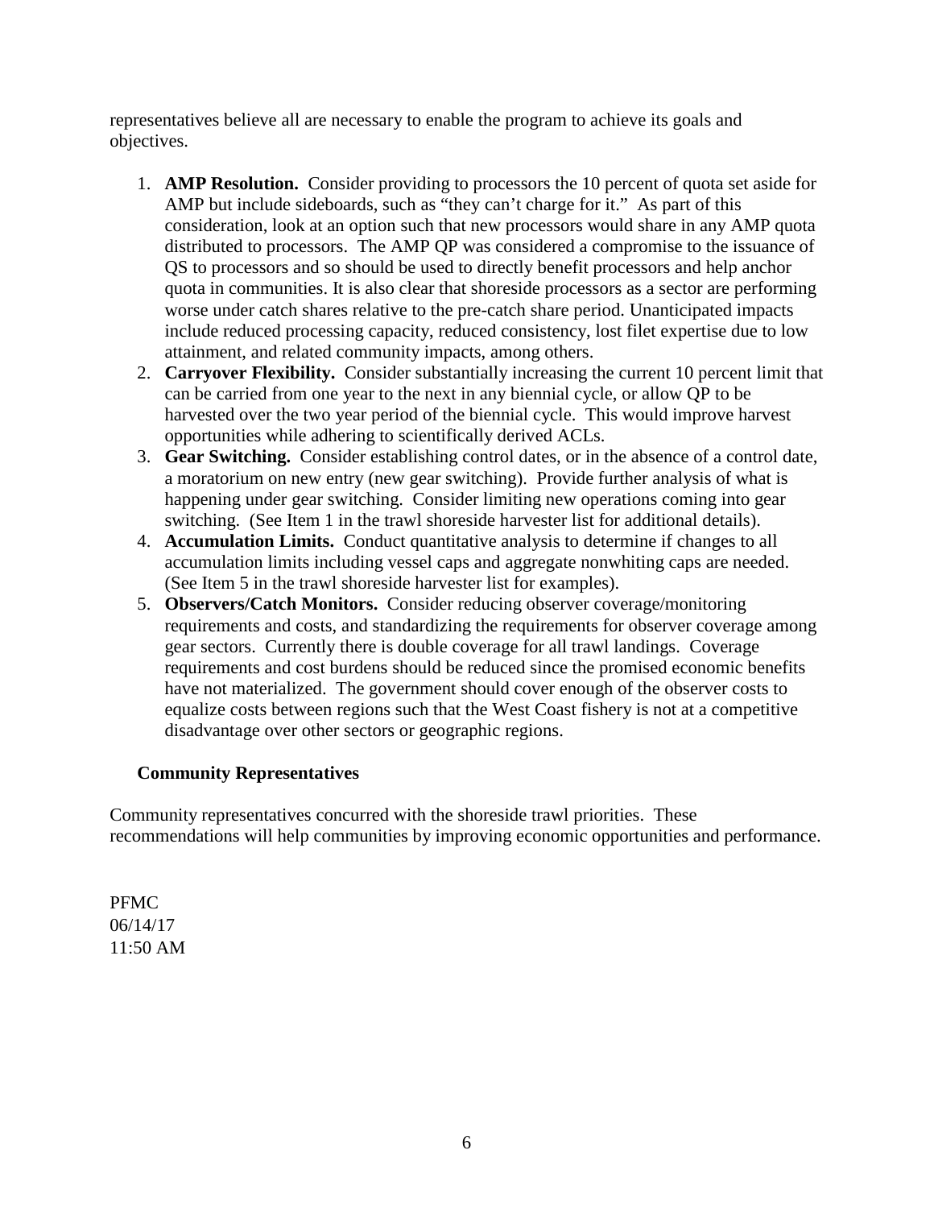representatives believe all are necessary to enable the program to achieve its goals and objectives.

1. **AMP Resolution.** Consider providing to processors the 10 percent of quota set aside for AMP but include sideboards, such as "they can't charge for it." As part of this consideration, look at an option such that new processors would share in any AMP quota distributed to processors. The AMP QP was considered a compromise to the issuance of QS to processors and so should be used to directly benefit processors and help anchor quota in communities. It is also clear that shoreside processors as a sector are performing worse under catch shares relative to the pre-catch share period. Unanticipated impacts include reduced processing capacity, reduced consistency, lost filet expertise due to low attainment, and related community impacts, among others.
2. **Carryover Flexibility.** Consider substantially increasing the current 10 percent limit that can be carried from one year to the next in any biennial cycle, or allow QP to be harvested over the two year period of the biennial cycle. This would improve harvest opportunities while adhering to scientifically derived ACLs.
3. **Gear Switching.** Consider establishing control dates, or in the absence of a control date, a moratorium on new entry (new gear switching). Provide further analysis of what is happening under gear switching. Consider limiting new operations coming into gear switching. (See Item 1 in the trawl shoreside harvester list for additional details).
4. **Accumulation Limits.** Conduct quantitative analysis to determine if changes to all accumulation limits including vessel caps and aggregate nonwhiting caps are needed. (See Item 5 in the trawl shoreside harvester list for examples).
5. **Observers/Catch Monitors.** Consider reducing observer coverage/monitoring requirements and costs, and standardizing the requirements for observer coverage among gear sectors. Currently there is double coverage for all trawl landings. Coverage requirements and cost burdens should be reduced since the promised economic benefits have not materialized. The government should cover enough of the observer costs to equalize costs between regions such that the West Coast fishery is not at a competitive disadvantage over other sectors or geographic regions.

### Community Representatives

Community representatives concurred with the shoreside trawl priorities. These recommendations will help communities by improving economic opportunities and performance.

PFMC
06/14/17
11:50 AM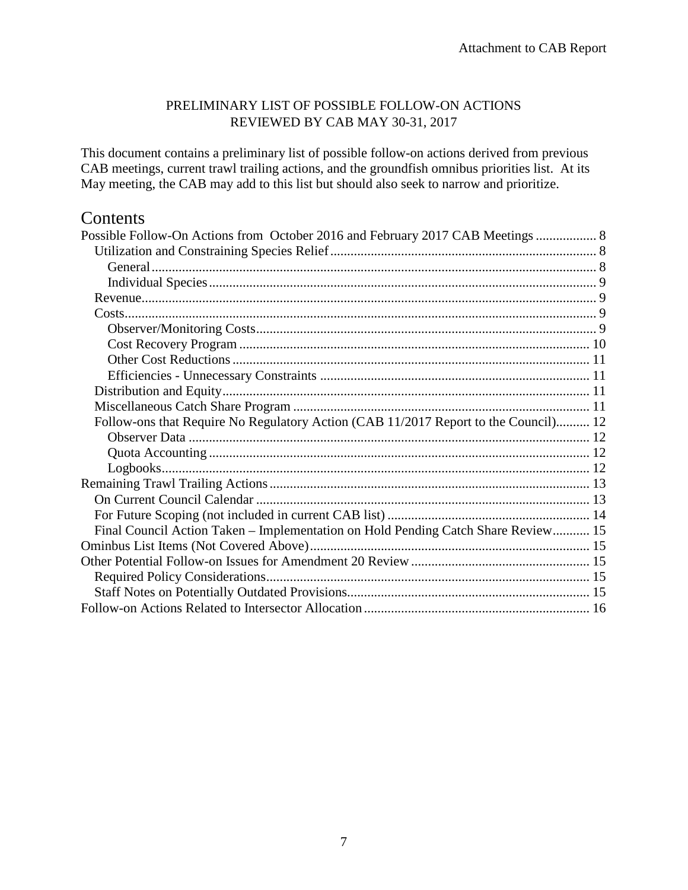Attachment to CAB Report

PRELIMINARY LIST OF POSSIBLE FOLLOW-ON ACTIONS
REVIEWED BY CAB MAY 30-31, 2017

This document contains a preliminary list of possible follow-on actions derived from previous CAB meetings, current trawl trailing actions, and the groundfish omnibus priorities list. At its May meeting, the CAB may add to this list but should also seek to narrow and prioritize.

# Contents

- Possible Follow-On Actions from October 2016 and February 2017 CAB Meetings .................. 8
  - Utilization and Constraining Species Relief .................. 8
    - General .................. 8
    - Individual Species .................. 9
  - Revenue .................. 9
  - Costs .................. 9
    - Observer/Monitoring Costs .................. 9
    - Cost Recovery Program .................. 10
    - Other Cost Reductions .................. 11
    - Efficiencies - Unnecessary Constraints .................. 11
  - Distribution and Equity .................. 11
  - Miscellaneous Catch Share Program .................. 11
  - Follow-ons that Require No Regulatory Action (CAB 11/2017 Report to the Council) .................. 12
    - Observer Data .................. 12
    - Quota Accounting .................. 12
    - Logbooks .................. 12
- Remaining Trawl Trailing Actions .................. 13
  - On Current Council Calendar .................. 13
  - For Future Scoping (not included in current CAB list) .................. 14
  - Final Council Action Taken – Implementation on Hold Pending Catch Share Review .................. 15
- Ominbus List Items (Not Covered Above) .................. 15
- Other Potential Follow-on Issues for Amendment 20 Review .................. 15
  - Required Policy Considerations .................. 15
  - Staff Notes on Potentially Outdated Provisions .................. 15
- Follow-on Actions Related to Intersector Allocation .................. 16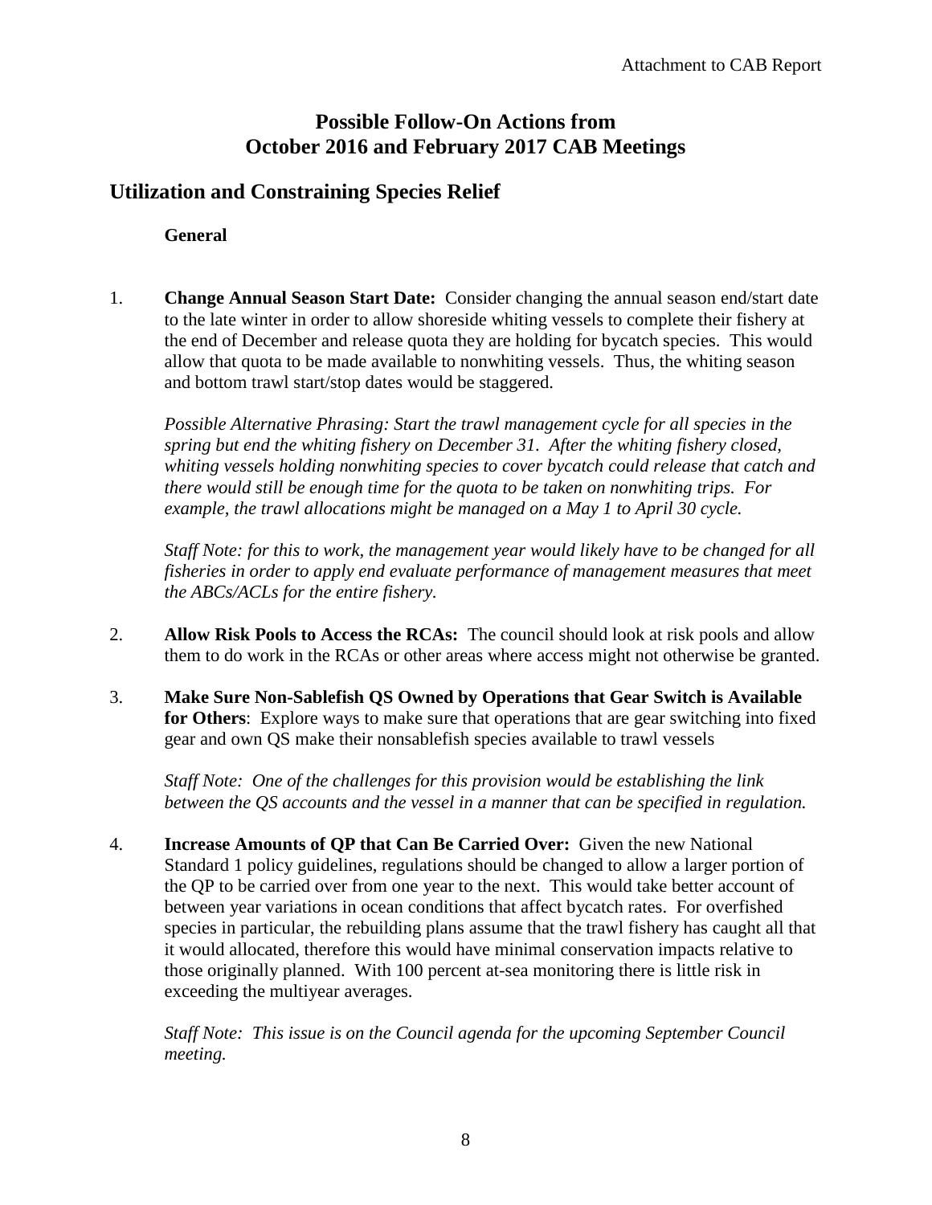Attachment to CAB Report

# Possible Follow-On Actions from October 2016 and February 2017 CAB Meetings

## Utilization and Constraining Species Relief

### General

1. **Change Annual Season Start Date:** Consider changing the annual season end/start date to the late winter in order to allow shoreside whiting vessels to complete their fishery at the end of December and release quota they are holding for bycatch species. This would allow that quota to be made available to nonwhiting vessels. Thus, the whiting season and bottom trawl start/stop dates would be staggered.

   *Possible Alternative Phrasing: Start the trawl management cycle for all species in the spring but end the whiting fishery on December 31. After the whiting fishery closed, whiting vessels holding nonwhiting species to cover bycatch could release that catch and there would still be enough time for the quota to be taken on nonwhiting trips. For example, the trawl allocations might be managed on a May 1 to April 30 cycle.*

   *Staff Note: for this to work, the management year would likely have to be changed for all fisheries in order to apply end evaluate performance of management measures that meet the ABCs/ACLs for the entire fishery.*

2. **Allow Risk Pools to Access the RCAs:** The council should look at risk pools and allow them to do work in the RCAs or other areas where access might not otherwise be granted.

3. **Make Sure Non-Sablefish QS Owned by Operations that Gear Switch is Available for Others**: Explore ways to make sure that operations that are gear switching into fixed gear and own QS make their nonsablefish species available to trawl vessels

   *Staff Note: One of the challenges for this provision would be establishing the link between the QS accounts and the vessel in a manner that can be specified in regulation.*

4. **Increase Amounts of QP that Can Be Carried Over:** Given the new National Standard 1 policy guidelines, regulations should be changed to allow a larger portion of the QP to be carried over from one year to the next. This would take better account of between year variations in ocean conditions that affect bycatch rates. For overfished species in particular, the rebuilding plans assume that the trawl fishery has caught all that it would allocated, therefore this would have minimal conservation impacts relative to those originally planned. With 100 percent at-sea monitoring there is little risk in exceeding the multiyear averages.

   *Staff Note: This issue is on the Council agenda for the upcoming September Council meeting.*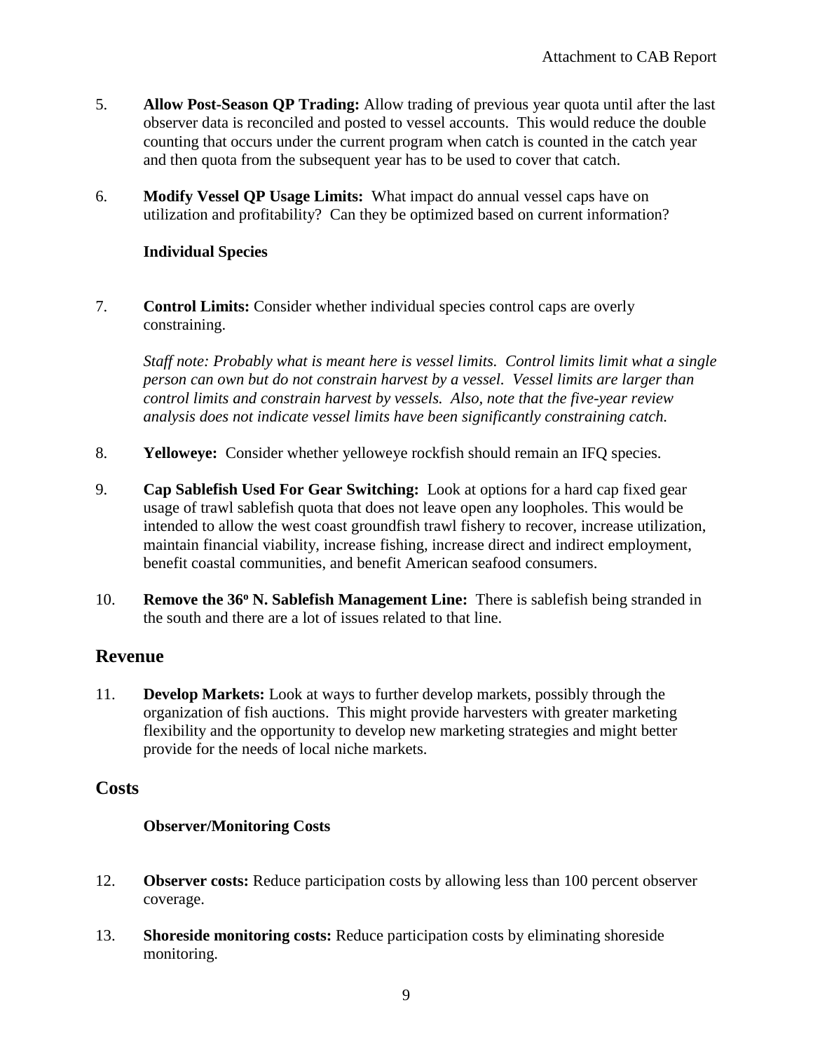5. **Allow Post-Season QP Trading:** Allow trading of previous year quota until after the last observer data is reconciled and posted to vessel accounts. This would reduce the double counting that occurs under the current program when catch is counted in the catch year and then quota from the subsequent year has to be used to cover that catch.

6. **Modify Vessel QP Usage Limits:** What impact do annual vessel caps have on utilization and profitability? Can they be optimized based on current information?

### Individual Species

7. **Control Limits:** Consider whether individual species control caps are overly constraining.

   *Staff note: Probably what is meant here is vessel limits. Control limits limit what a single person can own but do not constrain harvest by a vessel. Vessel limits are larger than control limits and constrain harvest by vessels. Also, note that the five-year review analysis does not indicate vessel limits have been significantly constraining catch.*

8. **Yelloweye:** Consider whether yelloweye rockfish should remain an IFQ species.

9. **Cap Sablefish Used For Gear Switching:** Look at options for a hard cap fixed gear usage of trawl sablefish quota that does not leave open any loopholes. This would be intended to allow the west coast groundfish trawl fishery to recover, increase utilization, maintain financial viability, increase fishing, increase direct and indirect employment, benefit coastal communities, and benefit American seafood consumers.

10. **Remove the 36º N. Sablefish Management Line:** There is sablefish being stranded in the south and there are a lot of issues related to that line.

## Revenue

11. **Develop Markets:** Look at ways to further develop markets, possibly through the organization of fish auctions. This might provide harvesters with greater marketing flexibility and the opportunity to develop new marketing strategies and might better provide for the needs of local niche markets.

## Costs

### Observer/Monitoring Costs

12. **Observer costs:** Reduce participation costs by allowing less than 100 percent observer coverage.

13. **Shoreside monitoring costs:** Reduce participation costs by eliminating shoreside monitoring.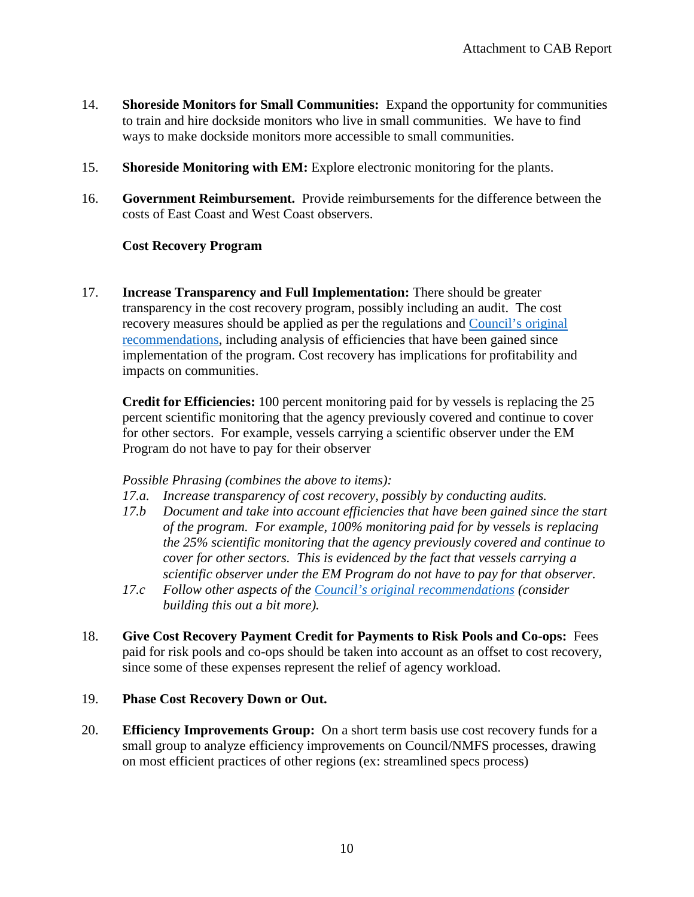14. **Shoreside Monitors for Small Communities:** Expand the opportunity for communities to train and hire dockside monitors who live in small communities. We have to find ways to make dockside monitors more accessible to small communities.

15. **Shoreside Monitoring with EM:** Explore electronic monitoring for the plants.

16. **Government Reimbursement.** Provide reimbursements for the difference between the costs of East Coast and West Coast observers.

**Cost Recovery Program**

17. **Increase Transparency and Full Implementation:** There should be greater transparency in the cost recovery program, possibly including an audit. The cost recovery measures should be applied as per the regulations and Council's original recommendations, including analysis of efficiencies that have been gained since implementation of the program. Cost recovery has implications for profitability and impacts on communities.

    **Credit for Efficiencies:** 100 percent monitoring paid for by vessels is replacing the 25 percent scientific monitoring that the agency previously covered and continue to cover for other sectors. For example, vessels carrying a scientific observer under the EM Program do not have to pay for their observer

    *Possible Phrasing (combines the above to items):*

    *17.a. Increase transparency of cost recovery, possibly by conducting audits.*

    *17.b Document and take into account efficiencies that have been gained since the start of the program. For example, 100% monitoring paid for by vessels is replacing the 25% scientific monitoring that the agency previously covered and continue to cover for other sectors. This is evidenced by the fact that vessels carrying a scientific observer under the EM Program do not have to pay for that observer.*

    *17.c Follow other aspects of the Council's original recommendations (consider building this out a bit more).*

18. **Give Cost Recovery Payment Credit for Payments to Risk Pools and Co-ops:** Fees paid for risk pools and co-ops should be taken into account as an offset to cost recovery, since some of these expenses represent the relief of agency workload.

19. **Phase Cost Recovery Down or Out.**

20. **Efficiency Improvements Group:** On a short term basis use cost recovery funds for a small group to analyze efficiency improvements on Council/NMFS processes, drawing on most efficient practices of other regions (ex: streamlined specs process)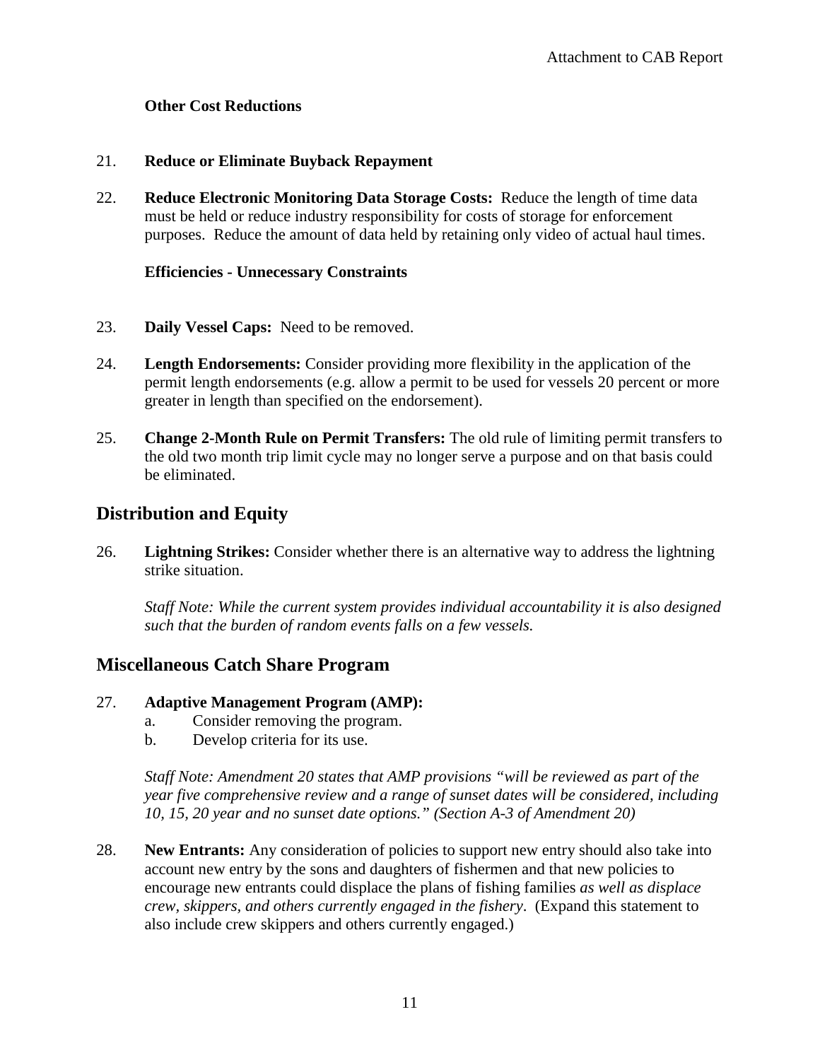**Other Cost Reductions**

21. **Reduce or Eliminate Buyback Repayment**

22. **Reduce Electronic Monitoring Data Storage Costs:** Reduce the length of time data must be held or reduce industry responsibility for costs of storage for enforcement purposes. Reduce the amount of data held by retaining only video of actual haul times.

**Efficiencies - Unnecessary Constraints**

23. **Daily Vessel Caps:** Need to be removed.

24. **Length Endorsements:** Consider providing more flexibility in the application of the permit length endorsements (e.g. allow a permit to be used for vessels 20 percent or more greater in length than specified on the endorsement).

25. **Change 2-Month Rule on Permit Transfers:** The old rule of limiting permit transfers to the old two month trip limit cycle may no longer serve a purpose and on that basis could be eliminated.

## Distribution and Equity

26. **Lightning Strikes:** Consider whether there is an alternative way to address the lightning strike situation.

    *Staff Note: While the current system provides individual accountability it is also designed such that the burden of random events falls on a few vessels.*

## Miscellaneous Catch Share Program

27. **Adaptive Management Program (AMP):**
    a. Consider removing the program.
    b. Develop criteria for its use.

    *Staff Note: Amendment 20 states that AMP provisions "will be reviewed as part of the year five comprehensive review and a range of sunset dates will be considered, including 10, 15, 20 year and no sunset date options." (Section A-3 of Amendment 20)*

28. **New Entrants:** Any consideration of policies to support new entry should also take into account new entry by the sons and daughters of fishermen and that new policies to encourage new entrants could displace the plans of fishing families *as well as displace crew, skippers, and others currently engaged in the fishery*. (Expand this statement to also include crew skippers and others currently engaged.)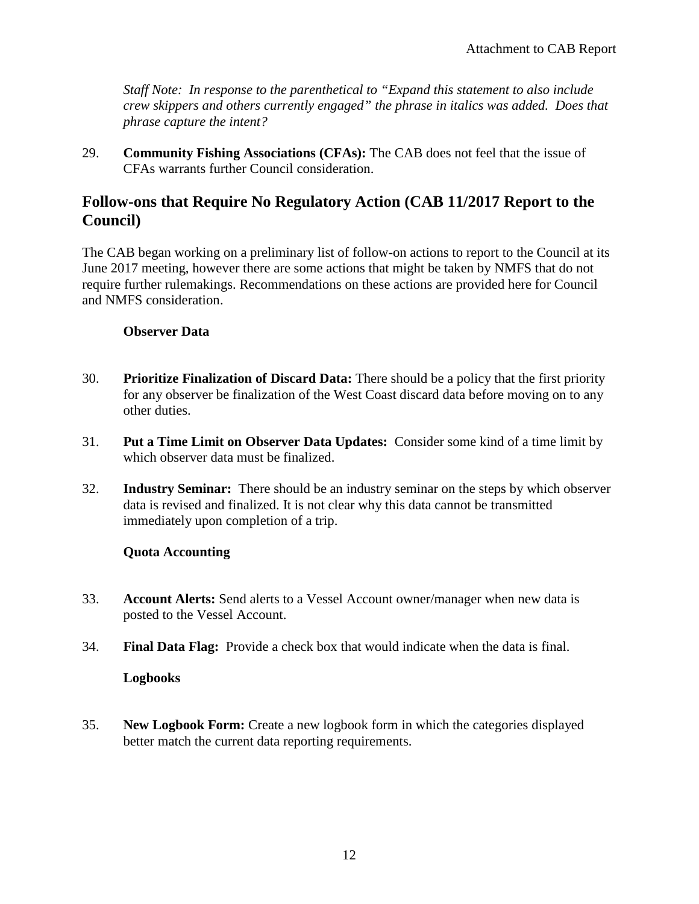*Staff Note: In response to the parenthetical to "Expand this statement to also include crew skippers and others currently engaged" the phrase in italics was added. Does that phrase capture the intent?*

29. **Community Fishing Associations (CFAs):** The CAB does not feel that the issue of CFAs warrants further Council consideration.

## Follow-ons that Require No Regulatory Action (CAB 11/2017 Report to the Council)

The CAB began working on a preliminary list of follow-on actions to report to the Council at its June 2017 meeting, however there are some actions that might be taken by NMFS that do not require further rulemakings. Recommendations on these actions are provided here for Council and NMFS consideration.

### Observer Data

30. **Prioritize Finalization of Discard Data:** There should be a policy that the first priority for any observer be finalization of the West Coast discard data before moving on to any other duties.

31. **Put a Time Limit on Observer Data Updates:** Consider some kind of a time limit by which observer data must be finalized.

32. **Industry Seminar:** There should be an industry seminar on the steps by which observer data is revised and finalized. It is not clear why this data cannot be transmitted immediately upon completion of a trip.

### Quota Accounting

33. **Account Alerts:** Send alerts to a Vessel Account owner/manager when new data is posted to the Vessel Account.

34. **Final Data Flag:** Provide a check box that would indicate when the data is final.

### Logbooks

35. **New Logbook Form:** Create a new logbook form in which the categories displayed better match the current data reporting requirements.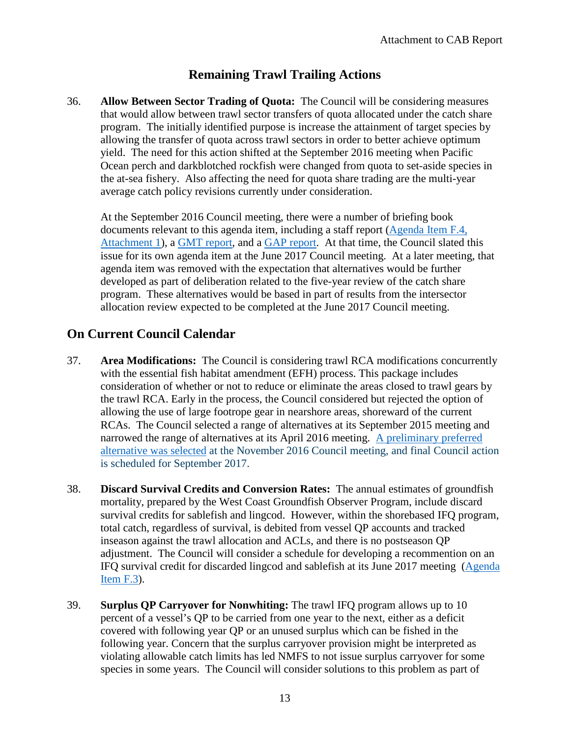# Remaining Trawl Trailing Actions

36. **Allow Between Sector Trading of Quota:** The Council will be considering measures that would allow between trawl sector transfers of quota allocated under the catch share program. The initially identified purpose is increase the attainment of target species by allowing the transfer of quota across trawl sectors in order to better achieve optimum yield. The need for this action shifted at the September 2016 meeting when Pacific Ocean perch and darkblotched rockfish were changed from quota to set-aside species in the at-sea fishery. Also affecting the need for quota share trading are the multi-year average catch policy revisions currently under consideration.

    At the September 2016 Council meeting, there were a number of briefing book documents relevant to this agenda item, including a staff report (Agenda Item F.4, Attachment 1), a GMT report, and a GAP report. At that time, the Council slated this issue for its own agenda item at the June 2017 Council meeting. At a later meeting, that agenda item was removed with the expectation that alternatives would be further developed as part of deliberation related to the five-year review of the catch share program. These alternatives would be based in part of results from the intersector allocation review expected to be completed at the June 2017 Council meeting.

## On Current Council Calendar

37. **Area Modifications:** The Council is considering trawl RCA modifications concurrently with the essential fish habitat amendment (EFH) process. This package includes consideration of whether or not to reduce or eliminate the areas closed to trawl gears by the trawl RCA. Early in the process, the Council considered but rejected the option of allowing the use of large footrope gear in nearshore areas, shoreward of the current RCAs. The Council selected a range of alternatives at its September 2015 meeting and narrowed the range of alternatives at its April 2016 meeting. A preliminary preferred alternative was selected at the November 2016 Council meeting, and final Council action is scheduled for September 2017.

38. **Discard Survival Credits and Conversion Rates:** The annual estimates of groundfish mortality, prepared by the West Coast Groundfish Observer Program, include discard survival credits for sablefish and lingcod. However, within the shorebased IFQ program, total catch, regardless of survival, is debited from vessel QP accounts and tracked inseason against the trawl allocation and ACLs, and there is no postseason QP adjustment. The Council will consider a schedule for developing a recommention on an IFQ survival credit for discarded lingcod and sablefish at its June 2017 meeting (Agenda Item F.3).

39. **Surplus QP Carryover for Nonwhiting:** The trawl IFQ program allows up to 10 percent of a vessel's QP to be carried from one year to the next, either as a deficit covered with following year QP or an unused surplus which can be fished in the following year. Concern that the surplus carryover provision might be interpreted as violating allowable catch limits has led NMFS to not issue surplus carryover for some species in some years. The Council will consider solutions to this problem as part of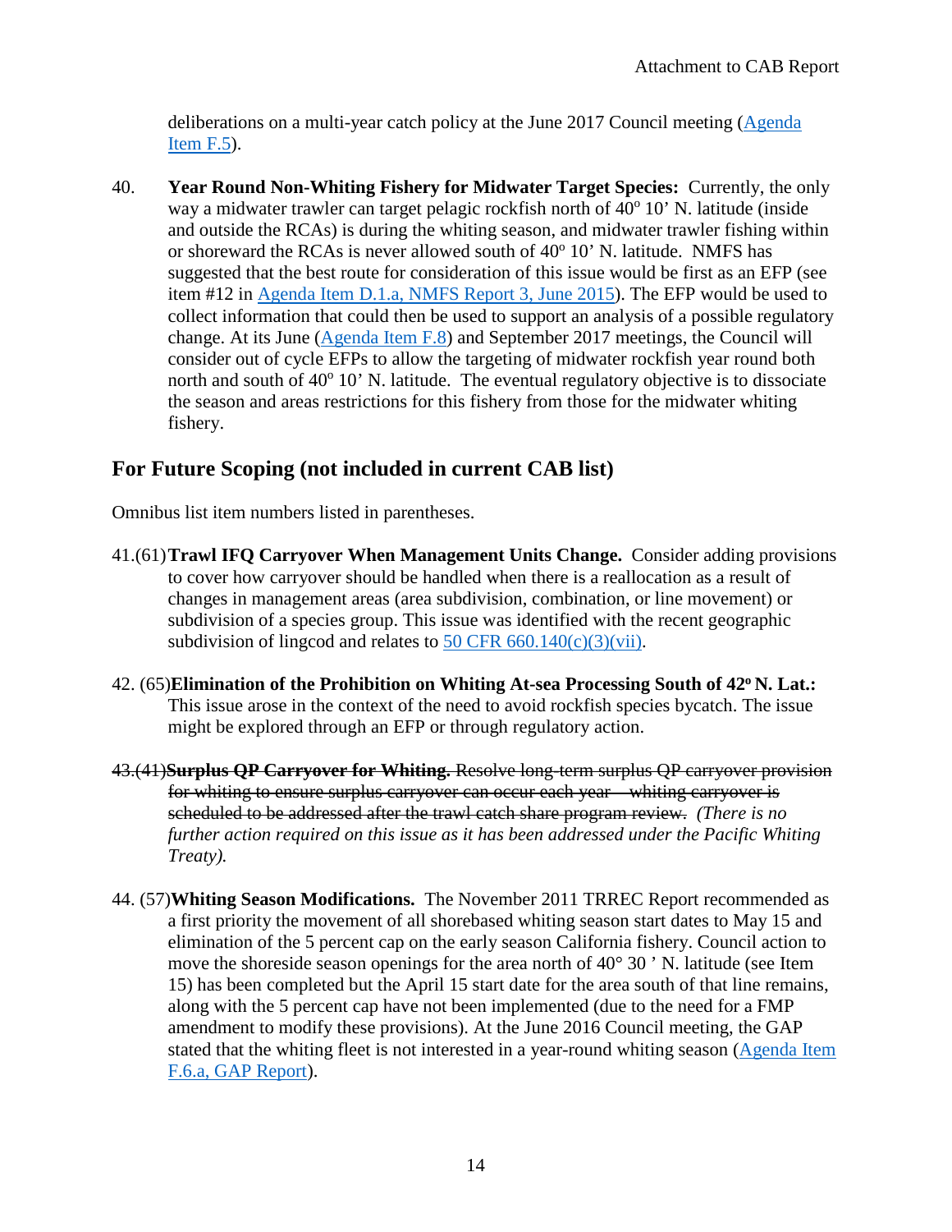deliberations on a multi-year catch policy at the June 2017 Council meeting (Agenda Item F.5).

40. **Year Round Non-Whiting Fishery for Midwater Target Species:** Currently, the only way a midwater trawler can target pelagic rockfish north of 40° 10' N. latitude (inside and outside the RCAs) is during the whiting season, and midwater trawler fishing within or shoreward the RCAs is never allowed south of 40° 10' N. latitude. NMFS has suggested that the best route for consideration of this issue would be first as an EFP (see item #12 in Agenda Item D.1.a, NMFS Report 3, June 2015). The EFP would be used to collect information that could then be used to support an analysis of a possible regulatory change. At its June (Agenda Item F.8) and September 2017 meetings, the Council will consider out of cycle EFPs to allow the targeting of midwater rockfish year round both north and south of 40° 10' N. latitude. The eventual regulatory objective is to dissociate the season and areas restrictions for this fishery from those for the midwater whiting fishery.

## For Future Scoping (not included in current CAB list)

Omnibus list item numbers listed in parentheses.

41.(61) **Trawl IFQ Carryover When Management Units Change.** Consider adding provisions to cover how carryover should be handled when there is a reallocation as a result of changes in management areas (area subdivision, combination, or line movement) or subdivision of a species group. This issue was identified with the recent geographic subdivision of lingcod and relates to 50 CFR 660.140(c)(3)(vii).

42. (65) **Elimination of the Prohibition on Whiting At-sea Processing South of 42° N. Lat.:** This issue arose in the context of the need to avoid rockfish species bycatch. The issue might be explored through an EFP or through regulatory action.

~~43.(41)**Surplus QP Carryover for Whiting.** Resolve long-term surplus QP carryover provision for whiting to ensure surplus carryover can occur each year – whiting carryover is scheduled to be addressed after the trawl catch share program review.~~ *(There is no further action required on this issue as it has been addressed under the Pacific Whiting Treaty).*

44. (57) **Whiting Season Modifications.** The November 2011 TRREC Report recommended as a first priority the movement of all shorebased whiting season start dates to May 15 and elimination of the 5 percent cap on the early season California fishery. Council action to move the shoreside season openings for the area north of 40° 30 ' N. latitude (see Item 15) has been completed but the April 15 start date for the area south of that line remains, along with the 5 percent cap have not been implemented (due to the need for a FMP amendment to modify these provisions). At the June 2016 Council meeting, the GAP stated that the whiting fleet is not interested in a year-round whiting season (Agenda Item F.6.a, GAP Report).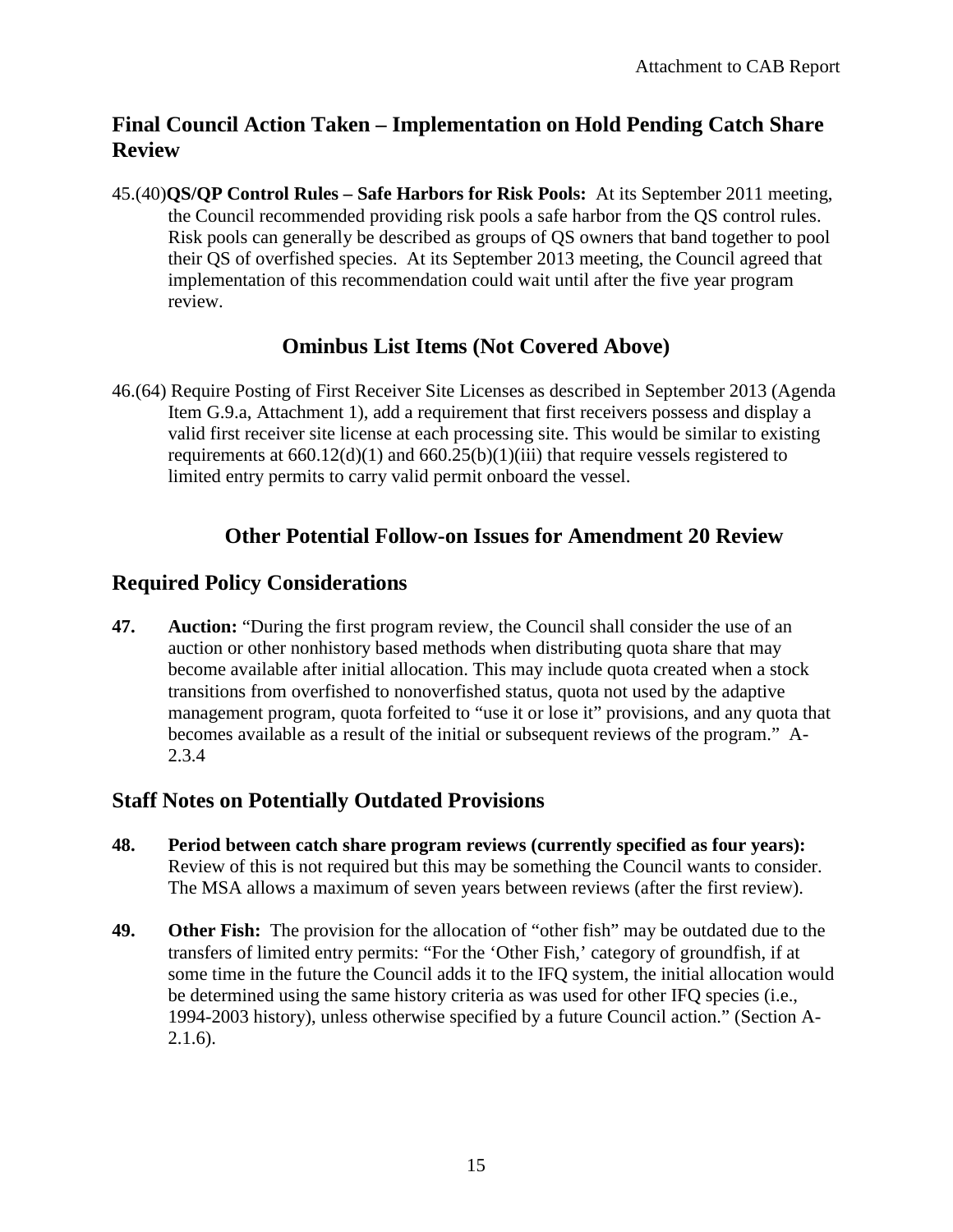## Final Council Action Taken – Implementation on Hold Pending Catch Share Review

45.(40)**QS/QP Control Rules – Safe Harbors for Risk Pools:** At its September 2011 meeting, the Council recommended providing risk pools a safe harbor from the QS control rules. Risk pools can generally be described as groups of QS owners that band together to pool their QS of overfished species. At its September 2013 meeting, the Council agreed that implementation of this recommendation could wait until after the five year program review.

### Ominbus List Items (Not Covered Above)

46.(64) Require Posting of First Receiver Site Licenses as described in September 2013 (Agenda Item G.9.a, Attachment 1), add a requirement that first receivers possess and display a valid first receiver site license at each processing site. This would be similar to existing requirements at 660.12(d)(1) and 660.25(b)(1)(iii) that require vessels registered to limited entry permits to carry valid permit onboard the vessel.

### Other Potential Follow-on Issues for Amendment 20 Review

## Required Policy Considerations

**47.** **Auction:** "During the first program review, the Council shall consider the use of an auction or other nonhistory based methods when distributing quota share that may become available after initial allocation. This may include quota created when a stock transitions from overfished to nonoverfished status, quota not used by the adaptive management program, quota forfeited to "use it or lose it" provisions, and any quota that becomes available as a result of the initial or subsequent reviews of the program." A-2.3.4

## Staff Notes on Potentially Outdated Provisions

**48.** **Period between catch share program reviews (currently specified as four years):** Review of this is not required but this may be something the Council wants to consider. The MSA allows a maximum of seven years between reviews (after the first review).

**49.** **Other Fish:** The provision for the allocation of "other fish" may be outdated due to the transfers of limited entry permits: "For the 'Other Fish,' category of groundfish, if at some time in the future the Council adds it to the IFQ system, the initial allocation would be determined using the same history criteria as was used for other IFQ species (i.e., 1994-2003 history), unless otherwise specified by a future Council action." (Section A-2.1.6).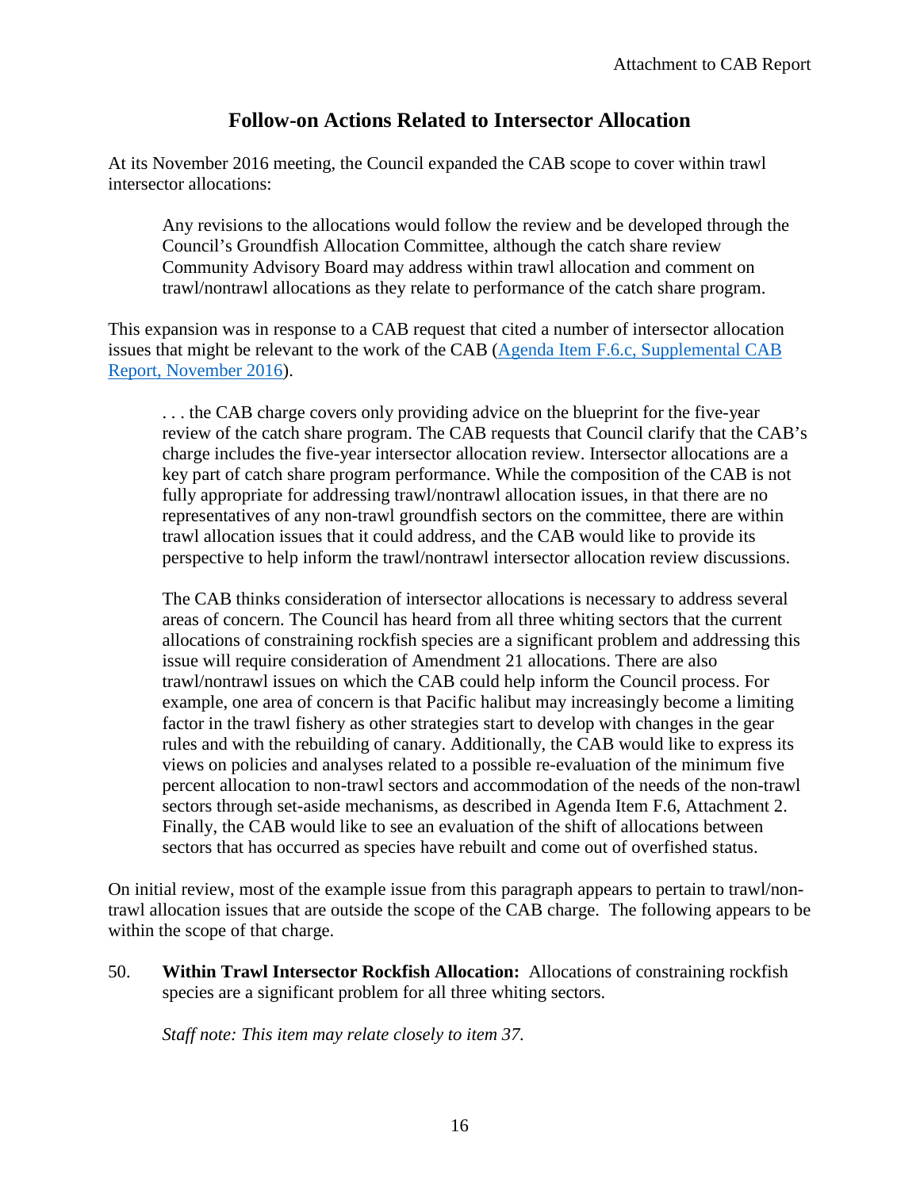## Follow-on Actions Related to Intersector Allocation

At its November 2016 meeting, the Council expanded the CAB scope to cover within trawl intersector allocations:

> Any revisions to the allocations would follow the review and be developed through the Council's Groundfish Allocation Committee, although the catch share review Community Advisory Board may address within trawl allocation and comment on trawl/nontrawl allocations as they relate to performance of the catch share program.

This expansion was in response to a CAB request that cited a number of intersector allocation issues that might be relevant to the work of the CAB (Agenda Item F.6.c, Supplemental CAB Report, November 2016).

> . . . the CAB charge covers only providing advice on the blueprint for the five-year review of the catch share program. The CAB requests that Council clarify that the CAB's charge includes the five-year intersector allocation review. Intersector allocations are a key part of catch share program performance. While the composition of the CAB is not fully appropriate for addressing trawl/nontrawl allocation issues, in that there are no representatives of any non-trawl groundfish sectors on the committee, there are within trawl allocation issues that it could address, and the CAB would like to provide its perspective to help inform the trawl/nontrawl intersector allocation review discussions.
>
> The CAB thinks consideration of intersector allocations is necessary to address several areas of concern. The Council has heard from all three whiting sectors that the current allocations of constraining rockfish species are a significant problem and addressing this issue will require consideration of Amendment 21 allocations. There are also trawl/nontrawl issues on which the CAB could help inform the Council process. For example, one area of concern is that Pacific halibut may increasingly become a limiting factor in the trawl fishery as other strategies start to develop with changes in the gear rules and with the rebuilding of canary. Additionally, the CAB would like to express its views on policies and analyses related to a possible re-evaluation of the minimum five percent allocation to non-trawl sectors and accommodation of the needs of the non-trawl sectors through set-aside mechanisms, as described in Agenda Item F.6, Attachment 2. Finally, the CAB would like to see an evaluation of the shift of allocations between sectors that has occurred as species have rebuilt and come out of overfished status.

On initial review, most of the example issue from this paragraph appears to pertain to trawl/non-trawl allocation issues that are outside the scope of the CAB charge. The following appears to be within the scope of that charge.

50. **Within Trawl Intersector Rockfish Allocation:** Allocations of constraining rockfish species are a significant problem for all three whiting sectors.

    *Staff note: This item may relate closely to item 37.*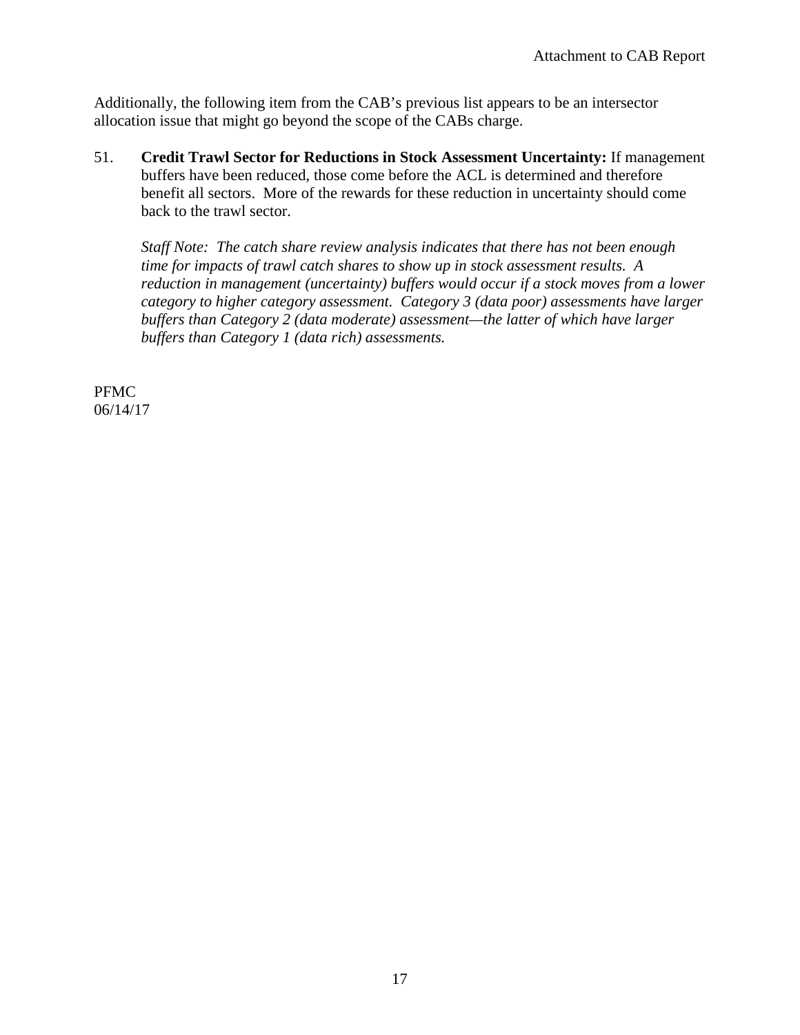Additionally, the following item from the CAB's previous list appears to be an intersector allocation issue that might go beyond the scope of the CABs charge.

51. **Credit Trawl Sector for Reductions in Stock Assessment Uncertainty:** If management buffers have been reduced, those come before the ACL is determined and therefore benefit all sectors. More of the rewards for these reduction in uncertainty should come back to the trawl sector.

    *Staff Note: The catch share review analysis indicates that there has not been enough time for impacts of trawl catch shares to show up in stock assessment results. A reduction in management (uncertainty) buffers would occur if a stock moves from a lower category to higher category assessment. Category 3 (data poor) assessments have larger buffers than Category 2 (data moderate) assessment—the latter of which have larger buffers than Category 1 (data rich) assessments.*

PFMC
06/14/17